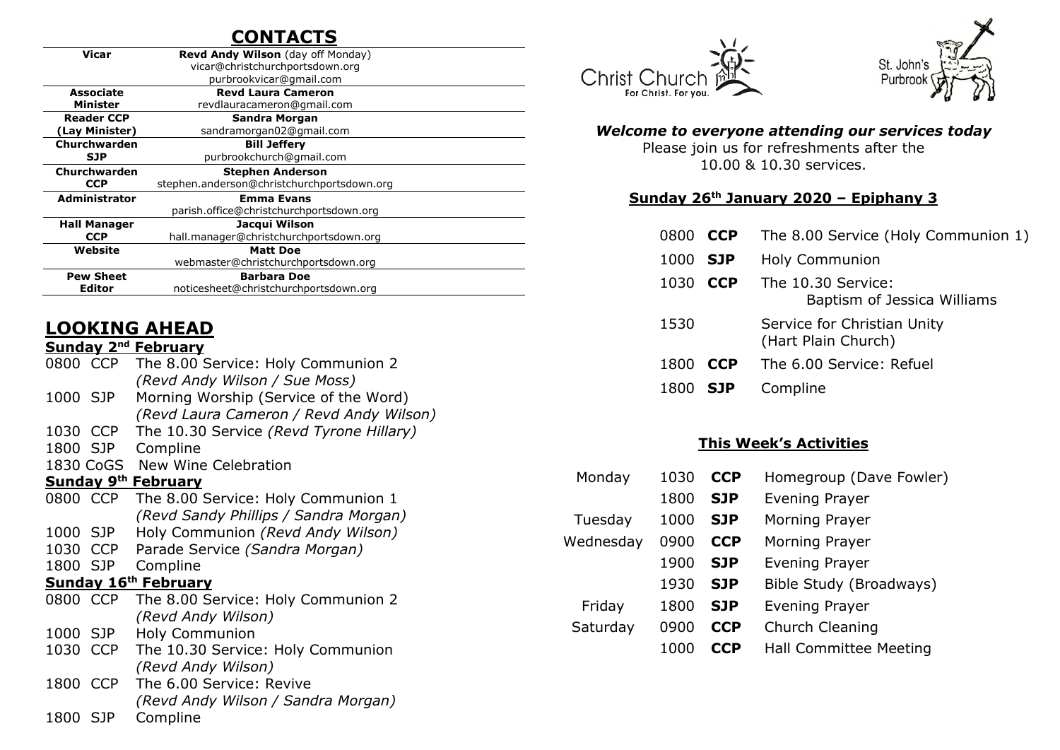# CONTACTS

| Role | Contact |
|---|---|
| **Vicar** | **Revd Andy Wilson** (day off Monday)<br>vicar@christchurchportsdown.org<br>purbrookvicar@gmail.com |
| **Associate Minister** | **Revd Laura Cameron**<br>revdlauracameron@gmail.com |
| **Reader CCP (Lay Minister)** | **Sandra Morgan**<br>sandramorgan02@gmail.com |
| **Churchwarden SJP** | **Bill Jeffery**<br>purbrookchurch@gmail.com |
| **Churchwarden CCP** | **Stephen Anderson**<br>stephen.anderson@christchurchportsdown.org |
| **Administrator** | **Emma Evans**<br>parish.office@christchurchportsdown.org |
| **Hall Manager CCP** | **Jacqui Wilson**<br>hall.manager@christchurchportsdown.org |
| **Website** | **Matt Doe**<br>webmaster@christchurchportsdown.org |
| **Pew Sheet Editor** | **Barbara Doe**<br>noticesheet@christchurchportsdown.org |

# LOOKING AHEAD

## Sunday 2nd February

- 0800 CCP The 8.00 Service: Holy Communion 2 *(Revd Andy Wilson / Sue Moss)*
- 1000 SJP Morning Worship (Service of the Word) *(Revd Laura Cameron / Revd Andy Wilson)*
- 1030 CCP The 10.30 Service *(Revd Tyrone Hillary)*
- 1800 SJP Compline
- 1830 CoGS New Wine Celebration

## Sunday 9th February

- 0800 CCP The 8.00 Service: Holy Communion 1 *(Revd Sandy Phillips / Sandra Morgan)*
- 1000 SJP Holy Communion *(Revd Andy Wilson)*
- 1030 CCP Parade Service *(Sandra Morgan)*
- 1800 SJP Compline

## Sunday 16th February

- 0800 CCP The 8.00 Service: Holy Communion 2 *(Revd Andy Wilson)*
- 1000 SJP Holy Communion
- 1030 CCP The 10.30 Service: Holy Communion *(Revd Andy Wilson)*
- 1800 CCP The 6.00 Service: Revive *(Revd Andy Wilson / Sandra Morgan)*
- 1800 SJP Compline

Christ Church For Christ. For you.

St. John's Purbrook

***Welcome to everyone attending our services today***

Please join us for refreshments after the 10.00 & 10.30 services.

## Sunday 26th January 2020 – Epiphany 3

| Time | Church | Service |
|---|---|---|
| 0800 | **CCP** | The 8.00 Service (Holy Communion 1) |
| 1000 | **SJP** | Holy Communion |
| 1030 | **CCP** | The 10.30 Service: Baptism of Jessica Williams |
| 1530 | | Service for Christian Unity (Hart Plain Church) |
| 1800 | **CCP** | The 6.00 Service: Refuel |
| 1800 | **SJP** | Compline |

## This Week's Activities

| Day | Time | Church | Activity |
|---|---|---|---|
| Monday | 1030 | **CCP** | Homegroup (Dave Fowler) |
| | 1800 | **SJP** | Evening Prayer |
| Tuesday | 1000 | **SJP** | Morning Prayer |
| Wednesday | 0900 | **CCP** | Morning Prayer |
| | 1900 | **SJP** | Evening Prayer |
| | 1930 | **SJP** | Bible Study (Broadways) |
| Friday | 1800 | **SJP** | Evening Prayer |
| Saturday | 0900 | **CCP** | Church Cleaning |
| | 1000 | **CCP** | Hall Committee Meeting |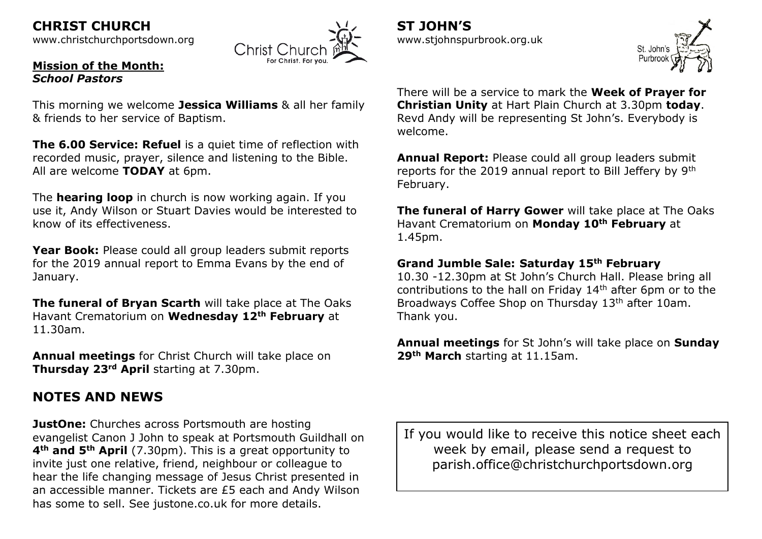# CHRIST CHURCH

www.christchurchportsdown.org

**Mission of the Month:**
***School Pastors***

This morning we welcome **Jessica Williams** & all her family & friends to her service of Baptism.

**The 6.00 Service: Refuel** is a quiet time of reflection with recorded music, prayer, silence and listening to the Bible. All are welcome **TODAY** at 6pm.

The **hearing loop** in church is now working again. If you use it, Andy Wilson or Stuart Davies would be interested to know of its effectiveness.

**Year Book:** Please could all group leaders submit reports for the 2019 annual report to Emma Evans by the end of January.

**The funeral of Bryan Scarth** will take place at The Oaks Havant Crematorium on **Wednesday 12th February** at 11.30am.

**Annual meetings** for Christ Church will take place on **Thursday 23rd April** starting at 7.30pm.

## NOTES AND NEWS

**JustOne:** Churches across Portsmouth are hosting evangelist Canon J John to speak at Portsmouth Guildhall on **4th and 5th April** (7.30pm). This is a great opportunity to invite just one relative, friend, neighbour or colleague to hear the life changing message of Jesus Christ presented in an accessible manner. Tickets are £5 each and Andy Wilson has some to sell. See justone.co.uk for more details.

# ST JOHN'S

www.stjohnspurbrook.org.uk

There will be a service to mark the **Week of Prayer for Christian Unity** at Hart Plain Church at 3.30pm **today**. Revd Andy will be representing St John's. Everybody is welcome.

**Annual Report:** Please could all group leaders submit reports for the 2019 annual report to Bill Jeffery by 9th February.

**The funeral of Harry Gower** will take place at The Oaks Havant Crematorium on **Monday 10th February** at 1.45pm.

**Grand Jumble Sale: Saturday 15th February**
10.30 -12.30pm at St John's Church Hall. Please bring all contributions to the hall on Friday 14th after 6pm or to the Broadways Coffee Shop on Thursday 13th after 10am. Thank you.

**Annual meetings** for St John's will take place on **Sunday 29th March** starting at 11.15am.

If you would like to receive this notice sheet each week by email, please send a request to parish.office@christchurchportsdown.org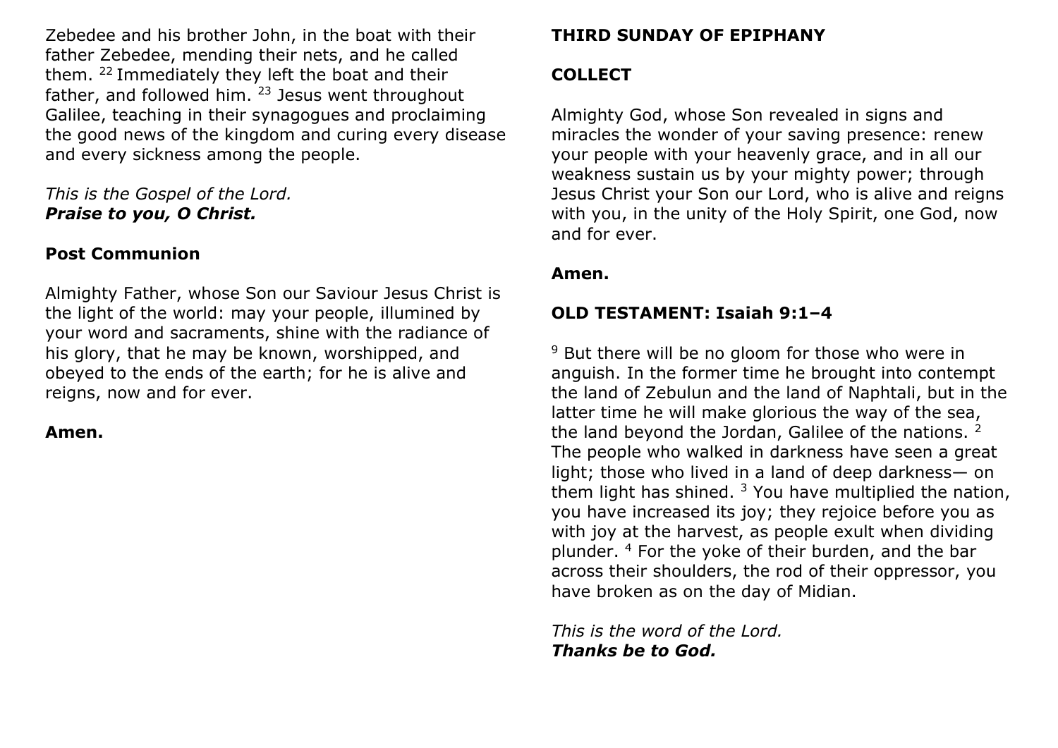Zebedee and his brother John, in the boat with their father Zebedee, mending their nets, and he called them. [22] Immediately they left the boat and their father, and followed him. [23] Jesus went throughout Galilee, teaching in their synagogues and proclaiming the good news of the kingdom and curing every disease and every sickness among the people.

*This is the Gospel of the Lord.*
***Praise to you, O Christ.***

**Post Communion**

Almighty Father, whose Son our Saviour Jesus Christ is the light of the world: may your people, illumined by your word and sacraments, shine with the radiance of his glory, that he may be known, worshipped, and obeyed to the ends of the earth; for he is alive and reigns, now and for ever.

**Amen.**

**THIRD SUNDAY OF EPIPHANY**

**COLLECT**

Almighty God, whose Son revealed in signs and miracles the wonder of your saving presence: renew your people with your heavenly grace, and in all our weakness sustain us by your mighty power; through Jesus Christ your Son our Lord, who is alive and reigns with you, in the unity of the Holy Spirit, one God, now and for ever.

**Amen.**

**OLD TESTAMENT: Isaiah 9:1–4**

[9] But there will be no gloom for those who were in anguish. In the former time he brought into contempt the land of Zebulun and the land of Naphtali, but in the latter time he will make glorious the way of the sea, the land beyond the Jordan, Galilee of the nations. [2] The people who walked in darkness have seen a great light; those who lived in a land of deep darkness— on them light has shined. [3] You have multiplied the nation, you have increased its joy; they rejoice before you as with joy at the harvest, as people exult when dividing plunder. [4] For the yoke of their burden, and the bar across their shoulders, the rod of their oppressor, you have broken as on the day of Midian.

*This is the word of the Lord.*
***Thanks be to God.***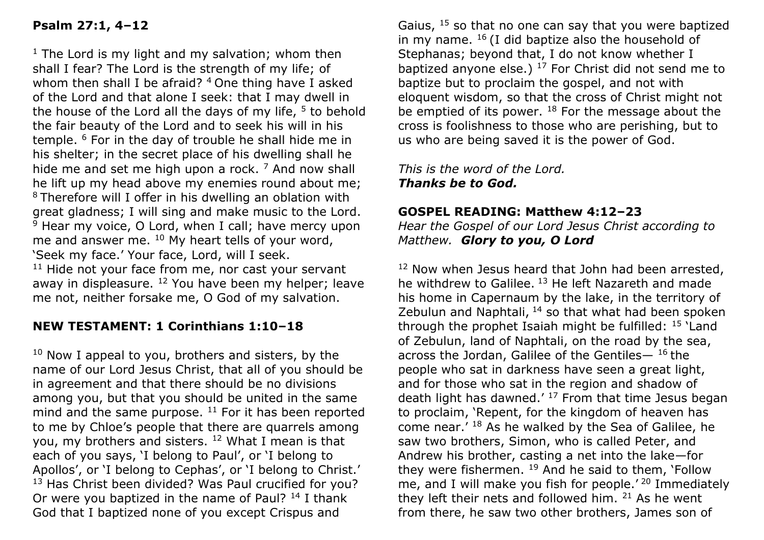**Psalm 27:1, 4–12**

[1] The Lord is my light and my salvation; whom then shall I fear? The Lord is the strength of my life; of whom then shall I be afraid? [4] One thing have I asked of the Lord and that alone I seek: that I may dwell in the house of the Lord all the days of my life, [5] to behold the fair beauty of the Lord and to seek his will in his temple. [6] For in the day of trouble he shall hide me in his shelter; in the secret place of his dwelling shall he hide me and set me high upon a rock. [7] And now shall he lift up my head above my enemies round about me; [8] Therefore will I offer in his dwelling an oblation with great gladness; I will sing and make music to the Lord. [9] Hear my voice, O Lord, when I call; have mercy upon me and answer me. [10] My heart tells of your word, 'Seek my face.' Your face, Lord, will I seek.
[11] Hide not your face from me, nor cast your servant away in displeasure. [12] You have been my helper; leave me not, neither forsake me, O God of my salvation.

**NEW TESTAMENT: 1 Corinthians 1:10–18**

[10] Now I appeal to you, brothers and sisters, by the name of our Lord Jesus Christ, that all of you should be in agreement and that there should be no divisions among you, but that you should be united in the same mind and the same purpose. [11] For it has been reported to me by Chloe's people that there are quarrels among you, my brothers and sisters. [12] What I mean is that each of you says, 'I belong to Paul', or 'I belong to Apollos', or 'I belong to Cephas', or 'I belong to Christ.' [13] Has Christ been divided? Was Paul crucified for you? Or were you baptized in the name of Paul? [14] I thank God that I baptized none of you except Crispus and Gaius, [15] so that no one can say that you were baptized in my name. [16] (I did baptize also the household of Stephanas; beyond that, I do not know whether I baptized anyone else.) [17] For Christ did not send me to baptize but to proclaim the gospel, and not with eloquent wisdom, so that the cross of Christ might not be emptied of its power. [18] For the message about the cross is foolishness to those who are perishing, but to us who are being saved it is the power of God.

*This is the word of the Lord.*
***Thanks be to God.***

**GOSPEL READING: Matthew 4:12–23**

*Hear the Gospel of our Lord Jesus Christ according to Matthew.* ***Glory to you, O Lord***

[12] Now when Jesus heard that John had been arrested, he withdrew to Galilee. [13] He left Nazareth and made his home in Capernaum by the lake, in the territory of Zebulun and Naphtali, [14] so that what had been spoken through the prophet Isaiah might be fulfilled: [15] 'Land of Zebulun, land of Naphtali, on the road by the sea, across the Jordan, Galilee of the Gentiles— [16] the people who sat in darkness have seen a great light, and for those who sat in the region and shadow of death light has dawned.' [17] From that time Jesus began to proclaim, 'Repent, for the kingdom of heaven has come near.' [18] As he walked by the Sea of Galilee, he saw two brothers, Simon, who is called Peter, and Andrew his brother, casting a net into the lake—for they were fishermen. [19] And he said to them, 'Follow me, and I will make you fish for people.' [20] Immediately they left their nets and followed him. [21] As he went from there, he saw two other brothers, James son of